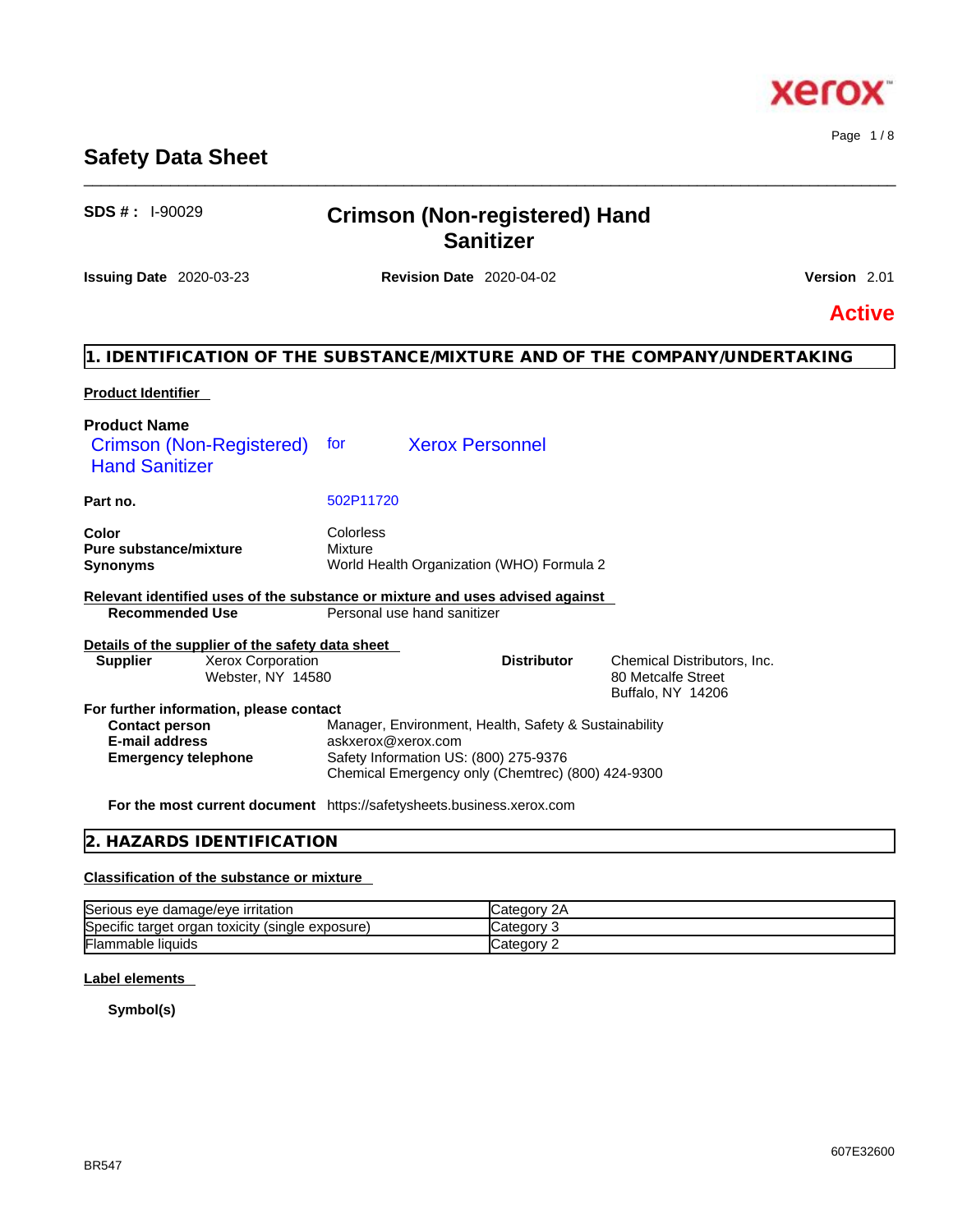# Safety Data Sheet

**SDS # :** I-90029

## Crimson (Non-registered) Hand Sanitizer

**Issuing Date** 2020-03-23 **Revision Date** 2020-04-02 **Version** 2.01

**Active**

## 1. IDENTIFICATION OF THE SUBSTANCE/MIXTURE AND OF THE COMPANY/UNDERTAKING

### Product Identifier

**Product Name**
Crimson (Non-Registered) Hand Sanitizer for Xerox Personnel

**Part no.** 502P11720

**Color** Colorless
**Pure substance/mixture** Mixture
**Synonyms** World Health Organization (WHO) Formula 2

### Relevant identified uses of the substance or mixture and uses advised against

**Recommended Use** Personal use hand sanitizer

### Details of the supplier of the safety data sheet

**Supplier** Xerox Corporation
Webster, NY 14580

**Distributor** Chemical Distributors, Inc.
80 Metcalfe Street
Buffalo, NY 14206

**For further information, please contact**
**Contact person** Manager, Environment, Health, Safety & Sustainability
**E-mail address** askxerox@xerox.com
**Emergency telephone** Safety Information US: (800) 275-9376
Chemical Emergency only (Chemtrec) (800) 424-9300

**For the most current document** https://safetysheets.business.xerox.com

## 2. HAZARDS IDENTIFICATION

### Classification of the substance or mixture

| | |
|---|---|
| Serious eye damage/eye irritation | Category 2A |
| Specific target organ toxicity (single exposure) | Category 3 |
| Flammable liquids | Category 2 |

### Label elements

**Symbol(s)**

BR547

607E32600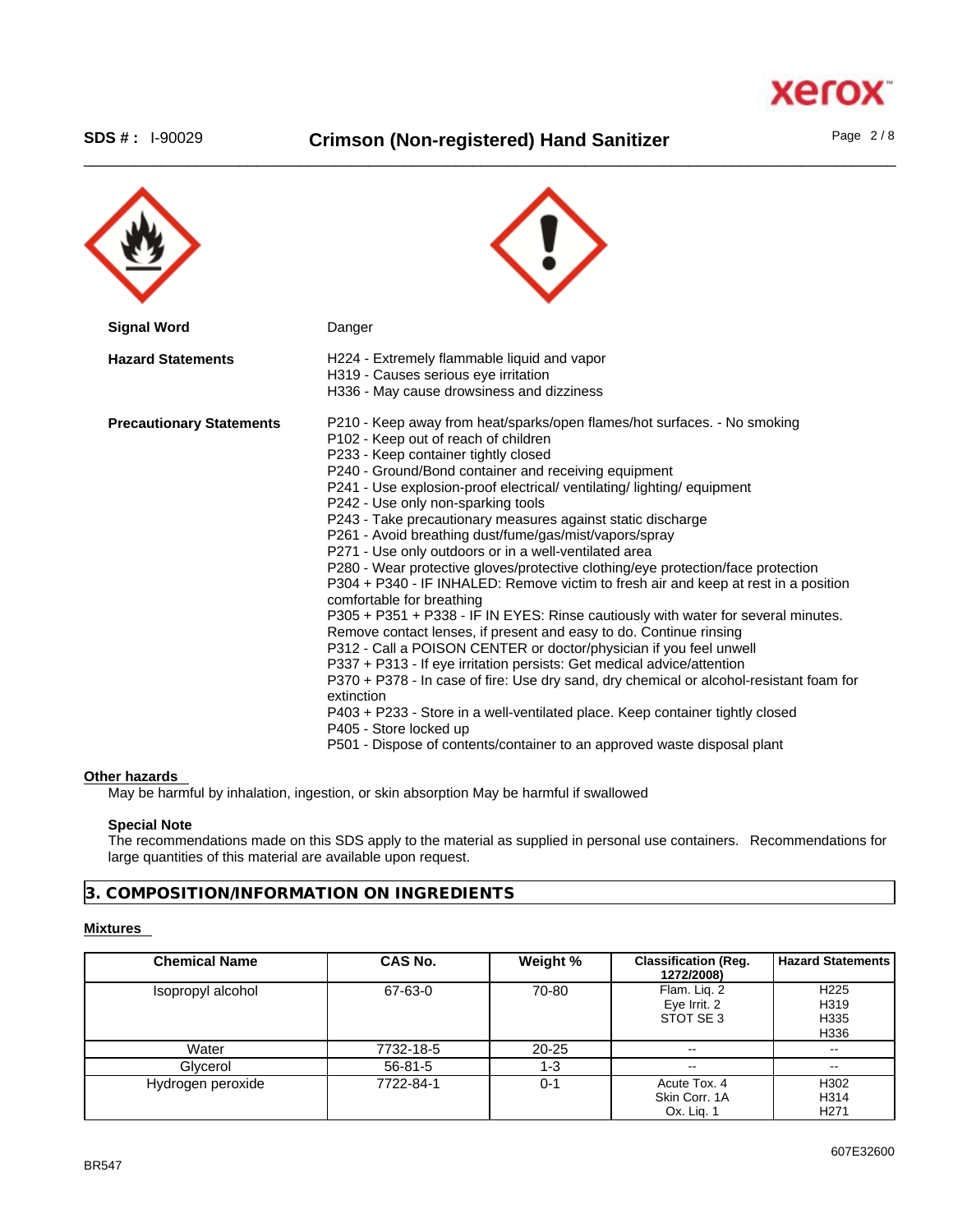**Signal Word** Danger

**Hazard Statements**

H224 - Extremely flammable liquid and vapor
H319 - Causes serious eye irritation
H336 - May cause drowsiness and dizziness

**Precautionary Statements**

P210 - Keep away from heat/sparks/open flames/hot surfaces. - No smoking
P102 - Keep out of reach of children
P233 - Keep container tightly closed
P240 - Ground/Bond container and receiving equipment
P241 - Use explosion-proof electrical/ ventilating/ lighting/ equipment
P242 - Use only non-sparking tools
P243 - Take precautionary measures against static discharge
P261 - Avoid breathing dust/fume/gas/mist/vapors/spray
P271 - Use only outdoors or in a well-ventilated area
P280 - Wear protective gloves/protective clothing/eye protection/face protection
P304 + P340 - IF INHALED: Remove victim to fresh air and keep at rest in a position comfortable for breathing
P305 + P351 + P338 - IF IN EYES: Rinse cautiously with water for several minutes. Remove contact lenses, if present and easy to do. Continue rinsing
P312 - Call a POISON CENTER or doctor/physician if you feel unwell
P337 + P313 - If eye irritation persists: Get medical advice/attention
P370 + P378 - In case of fire: Use dry sand, dry chemical or alcohol-resistant foam for extinction
P403 + P233 - Store in a well-ventilated place. Keep container tightly closed
P405 - Store locked up
P501 - Dispose of contents/container to an approved waste disposal plant

**Other hazards**

May be harmful by inhalation, ingestion, or skin absorption May be harmful if swallowed

**Special Note**

The recommendations made on this SDS apply to the material as supplied in personal use containers. Recommendations for large quantities of this material are available upon request.

## 3. COMPOSITION/INFORMATION ON INGREDIENTS

**Mixtures**

| Chemical Name | CAS No. | Weight % | Classification (Reg. 1272/2008) | Hazard Statements |
|---|---|---|---|---|
| Isopropyl alcohol | 67-63-0 | 70-80 | Flam. Liq. 2<br>Eye Irrit. 2<br>STOT SE 3 | H225<br>H319<br>H335<br>H336 |
| Water | 7732-18-5 | 20-25 | -- | -- |
| Glycerol | 56-81-5 | 1-3 | -- | -- |
| Hydrogen peroxide | 7722-84-1 | 0-1 | Acute Tox. 4<br>Skin Corr. 1A<br>Ox. Liq. 1 | H302<br>H314<br>H271 |

BR547 607E32600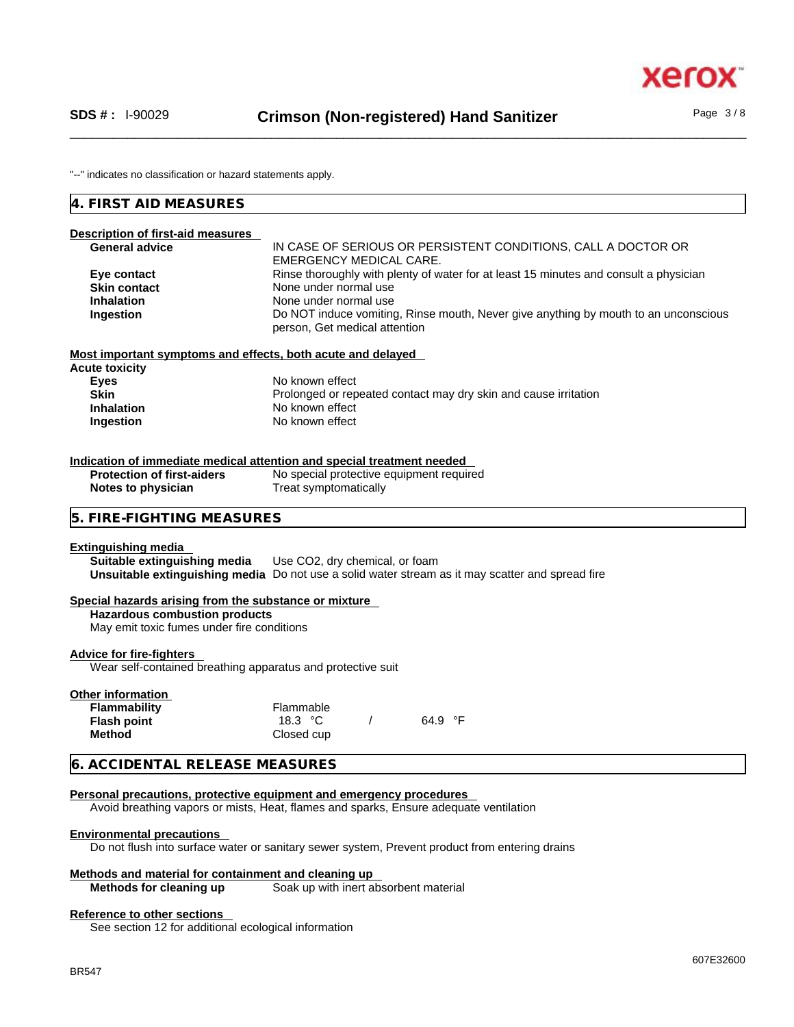"--" indicates no classification or hazard statements apply.

## 4. FIRST AID MEASURES

**Description of first-aid measures**

| | |
|---|---|
| **General advice** | IN CASE OF SERIOUS OR PERSISTENT CONDITIONS, CALL A DOCTOR OR EMERGENCY MEDICAL CARE. |
| **Eye contact** | Rinse thoroughly with plenty of water for at least 15 minutes and consult a physician |
| **Skin contact** | None under normal use |
| **Inhalation** | None under normal use |
| **Ingestion** | Do NOT induce vomiting, Rinse mouth, Never give anything by mouth to an unconscious person, Get medical attention |

**Most important symptoms and effects, both acute and delayed**

**Acute toxicity**

| | |
|---|---|
| **Eyes** | No known effect |
| **Skin** | Prolonged or repeated contact may dry skin and cause irritation |
| **Inhalation** | No known effect |
| **Ingestion** | No known effect |

**Indication of immediate medical attention and special treatment needed**

| | |
|---|---|
| **Protection of first-aiders** | No special protective equipment required |
| **Notes to physician** | Treat symptomatically |

## 5. FIRE-FIGHTING MEASURES

**Extinguishing media**

| | |
|---|---|
| **Suitable extinguishing media** | Use $CO_2$, dry chemical, or foam |
| **Unsuitable extinguishing media** | Do not use a solid water stream as it may scatter and spread fire |

**Special hazards arising from the substance or mixture**

**Hazardous combustion products**

May emit toxic fumes under fire conditions

**Advice for fire-fighters**

Wear self-contained breathing apparatus and protective suit

**Other information**

| | | | |
|---|---|---|---|
| **Flammability** | Flammable | | |
| **Flash point** | 18.3 °C | / | 64.9 °F |
| **Method** | Closed cup | | |

## 6. ACCIDENTAL RELEASE MEASURES

**Personal precautions, protective equipment and emergency procedures**

Avoid breathing vapors or mists, Heat, flames and sparks, Ensure adequate ventilation

**Environmental precautions**

Do not flush into surface water or sanitary sewer system, Prevent product from entering drains

**Methods and material for containment and cleaning up**

| | |
|---|---|
| **Methods for cleaning up** | Soak up with inert absorbent material |

**Reference to other sections**

See section 12 for additional ecological information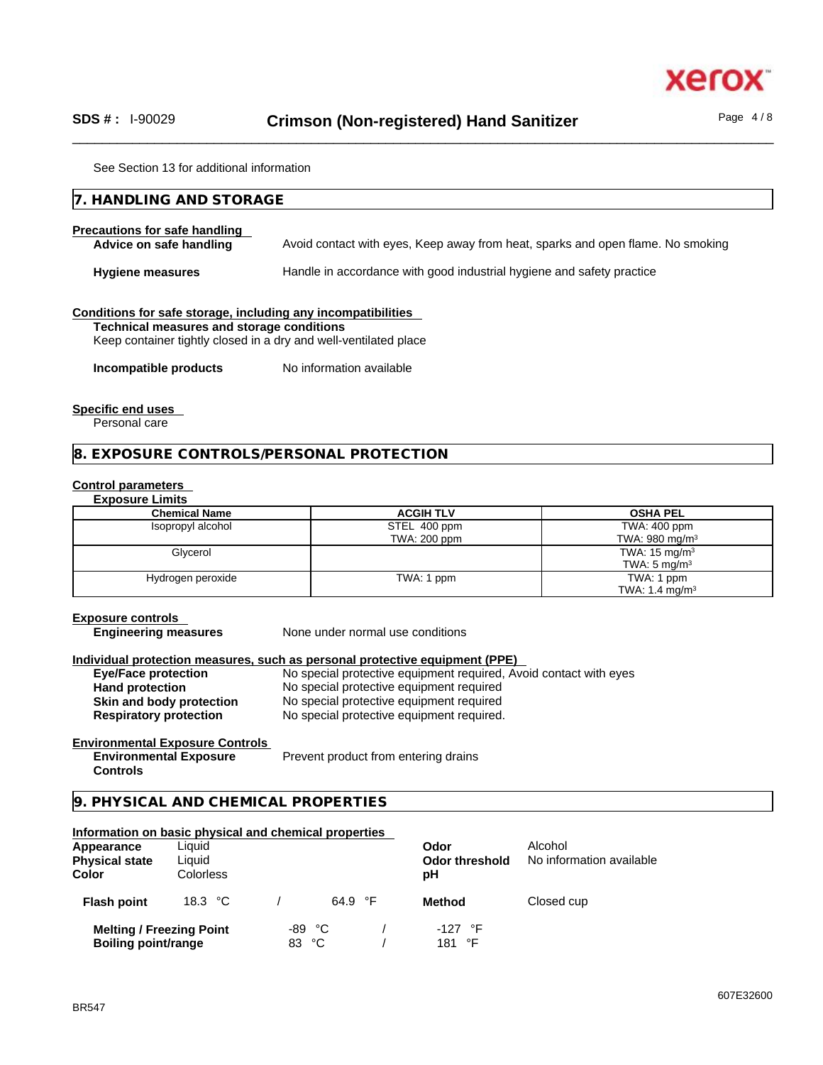See Section 13 for additional information

## 7. HANDLING AND STORAGE

**Precautions for safe handling**

**Advice on safe handling** Avoid contact with eyes, Keep away from heat, sparks and open flame. No smoking

**Hygiene measures** Handle in accordance with good industrial hygiene and safety practice

**Conditions for safe storage, including any incompatibilities**

**Technical measures and storage conditions**
Keep container tightly closed in a dry and well-ventilated place

**Incompatible products** No information available

**Specific end uses**
Personal care

## 8. EXPOSURE CONTROLS/PERSONAL PROTECTION

**Control parameters**

**Exposure Limits**

| Chemical Name | ACGIH TLV | OSHA PEL |
|---|---|---|
| Isopropyl alcohol | STEL 400 ppm<br>TWA: 200 ppm | TWA: 400 ppm<br>TWA: 980 mg/m³ |
| Glycerol | | TWA: 15 mg/m³<br>TWA: 5 mg/m³ |
| Hydrogen peroxide | TWA: 1 ppm | TWA: 1 ppm<br>TWA: 1.4 mg/m³ |

**Exposure controls**

**Engineering measures** None under normal use conditions

**Individual protection measures, such as personal protective equipment (PPE)**

**Eye/Face protection** No special protective equipment required, Avoid contact with eyes
**Hand protection** No special protective equipment required
**Skin and body protection** No special protective equipment required
**Respiratory protection** No special protective equipment required.

**Environmental Exposure Controls**

**Environmental Exposure Controls** Prevent product from entering drains

## 9. PHYSICAL AND CHEMICAL PROPERTIES

**Information on basic physical and chemical properties**

**Appearance** Liquid
**Physical state** Liquid
**Color** Colorless
**Odor** Alcohol
**Odor threshold** No information available
**pH**

**Flash point** 18.3 °C / 64.9 °F
**Method** Closed cup

**Melting / Freezing Point** -89 °C / -127 °F
**Boiling point/range** 83 °C / 181 °F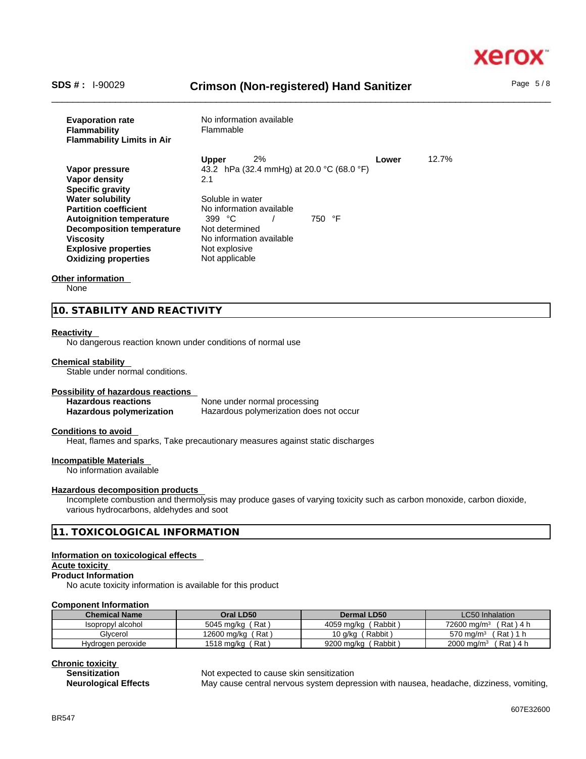| | |
|---|---|
| **Evaporation rate** | No information available |
| **Flammability** | Flammable |
| **Flammability Limits in Air** | |

**Upper** 2% **Lower** 12.7%

| | |
|---|---|
| **Vapor pressure** | 43.2 hPa (32.4 mmHg) at 20.0 °C (68.0 °F) |
| **Vapor density** | 2.1 |
| **Specific gravity** | |
| **Water solubility** | Soluble in water |
| **Partition coefficient** | No information available |
| **Autoignition temperature** | 399 °C / 750 °F |
| **Decomposition temperature** | Not determined |
| **Viscosity** | No information available |
| **Explosive properties** | Not explosive |
| **Oxidizing properties** | Not applicable |

**Other information**

None

## 10. STABILITY AND REACTIVITY

**Reactivity**

No dangerous reaction known under conditions of normal use

**Chemical stability**

Stable under normal conditions.

**Possibility of hazardous reactions**

| | |
|---|---|
| **Hazardous reactions** | None under normal processing |
| **Hazardous polymerization** | Hazardous polymerization does not occur |

**Conditions to avoid**

Heat, flames and sparks, Take precautionary measures against static discharges

**Incompatible Materials**

No information available

**Hazardous decomposition products**

Incomplete combustion and thermolysis may produce gases of varying toxicity such as carbon monoxide, carbon dioxide, various hydrocarbons, aldehydes and soot

## 11. TOXICOLOGICAL INFORMATION

**Information on toxicological effects**

**Acute toxicity**

**Product Information**

No acute toxicity information is available for this product

**Component Information**

| Chemical Name | Oral LD50 | Dermal LD50 | LC50 Inhalation |
|---|---|---|---|
| Isopropyl alcohol | 5045 mg/kg ( Rat ) | 4059 mg/kg ( Rabbit ) | 72600 mg/m³ ( Rat ) 4 h |
| Glycerol | 12600 mg/kg ( Rat ) | 10 g/kg ( Rabbit ) | 570 mg/m³ ( Rat ) 1 h |
| Hydrogen peroxide | 1518 mg/kg ( Rat ) | 9200 mg/kg ( Rabbit ) | 2000 mg/m³ ( Rat ) 4 h |

**Chronic toxicity**

| | |
|---|---|
| **Sensitization** | Not expected to cause skin sensitization |
| **Neurological Effects** | May cause central nervous system depression with nausea, headache, dizziness, vomiting, |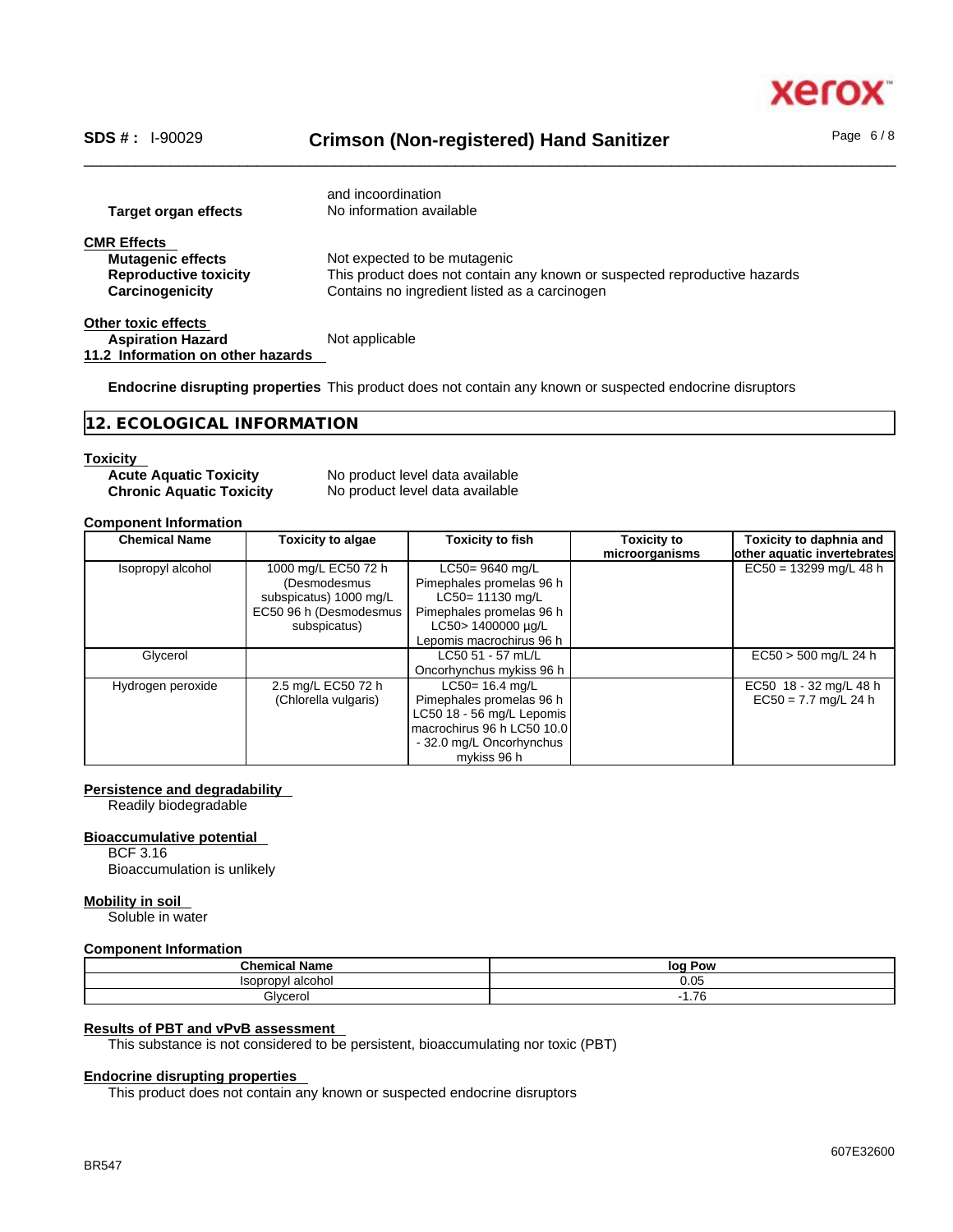and incoordination

**Target organ effects** No information available

**CMR Effects**

**Mutagenic effects** Not expected to be mutagenic

**Reproductive toxicity** This product does not contain any known or suspected reproductive hazards

**Carcinogenicity** Contains no ingredient listed as a carcinogen

**Other toxic effects**

**Aspiration Hazard** Not applicable

**11.2 Information on other hazards**

**Endocrine disrupting properties** This product does not contain any known or suspected endocrine disruptors

## 12. ECOLOGICAL INFORMATION

**Toxicity**

**Acute Aquatic Toxicity** No product level data available

**Chronic Aquatic Toxicity** No product level data available

**Component Information**

| Chemical Name | Toxicity to algae | Toxicity to fish | Toxicity to microorganisms | Toxicity to daphnia and other aquatic invertebrates |
|---|---|---|---|---|
| Isopropyl alcohol | 1000 mg/L EC50 72 h (Desmodesmus subspicatus) 1000 mg/L EC50 96 h (Desmodesmus subspicatus) | LC50= 9640 mg/L Pimephales promelas 96 h LC50= 11130 mg/L Pimephales promelas 96 h LC50> 1400000 µg/L Lepomis macrochirus 96 h | | EC50 = 13299 mg/L 48 h |
| Glycerol | | LC50 51 - 57 mL/L Oncorhynchus mykiss 96 h | | EC50 > 500 mg/L 24 h |
| Hydrogen peroxide | 2.5 mg/L EC50 72 h (Chlorella vulgaris) | LC50= 16.4 mg/L Pimephales promelas 96 h LC50 18 - 56 mg/L Lepomis macrochirus 96 h LC50 10.0 - 32.0 mg/L Oncorhynchus mykiss 96 h | | EC50 18 - 32 mg/L 48 h EC50 = 7.7 mg/L 24 h |

**Persistence and degradability**

Readily biodegradable

**Bioaccumulative potential**

BCF 3.16

Bioaccumulation is unlikely

**Mobility in soil**

Soluble in water

**Component Information**

| Chemical Name | log Pow |
|---|---|
| Isopropyl alcohol | 0.05 |
| Glycerol | -1.76 |

**Results of PBT and vPvB assessment**

This substance is not considered to be persistent, bioaccumulating nor toxic (PBT)

**Endocrine disrupting properties**

This product does not contain any known or suspected endocrine disruptors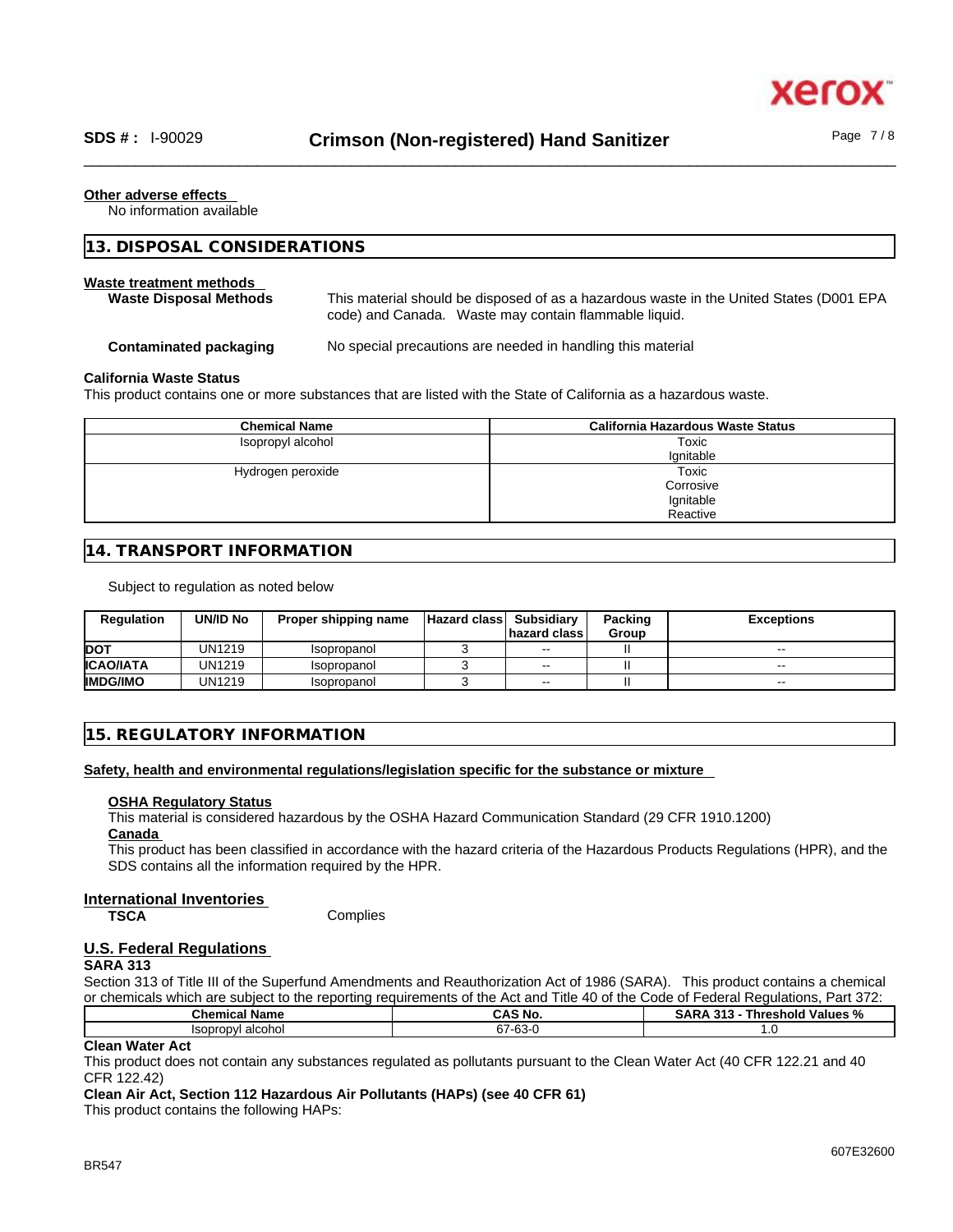**Other adverse effects**

No information available

## 13. DISPOSAL CONSIDERATIONS

**Waste treatment methods**

**Waste Disposal Methods** This material should be disposed of as a hazardous waste in the United States (D001 EPA code) and Canada. Waste may contain flammable liquid.

**Contaminated packaging** No special precautions are needed in handling this material

**California Waste Status**

This product contains one or more substances that are listed with the State of California as a hazardous waste.

| Chemical Name | California Hazardous Waste Status |
|---|---|
| Isopropyl alcohol | Toxic<br>Ignitable |
| Hydrogen peroxide | Toxic<br>Corrosive<br>Ignitable<br>Reactive |

## 14. TRANSPORT INFORMATION

Subject to regulation as noted below

| Regulation | UN/ID No | Proper shipping name | Hazard class | Subsidiary hazard class | Packing Group | Exceptions |
|---|---|---|---|---|---|---|
| DOT | UN1219 | Isopropanol | 3 | -- | II | -- |
| ICAO/IATA | UN1219 | Isopropanol | 3 | -- | II | -- |
| IMDG/IMO | UN1219 | Isopropanol | 3 | -- | II | -- |

## 15. REGULATORY INFORMATION

**Safety, health and environmental regulations/legislation specific for the substance or mixture**

**OSHA Regulatory Status**

This material is considered hazardous by the OSHA Hazard Communication Standard (29 CFR 1910.1200)

**Canada**

This product has been classified in accordance with the hazard criteria of the Hazardous Products Regulations (HPR), and the SDS contains all the information required by the HPR.

**International Inventories**

**TSCA** Complies

**U.S. Federal Regulations**

**SARA 313**

Section 313 of Title III of the Superfund Amendments and Reauthorization Act of 1986 (SARA). This product contains a chemical or chemicals which are subject to the reporting requirements of the Act and Title 40 of the Code of Federal Regulations, Part 372:

| Chemical Name | CAS No. | SARA 313 - Threshold Values % |
|---|---|---|
| Isopropyl alcohol | 67-63-0 | 1.0 |

**Clean Water Act**

This product does not contain any substances regulated as pollutants pursuant to the Clean Water Act (40 CFR 122.21 and 40 CFR 122.42)

**Clean Air Act, Section 112 Hazardous Air Pollutants (HAPs) (see 40 CFR 61)**

This product contains the following HAPs: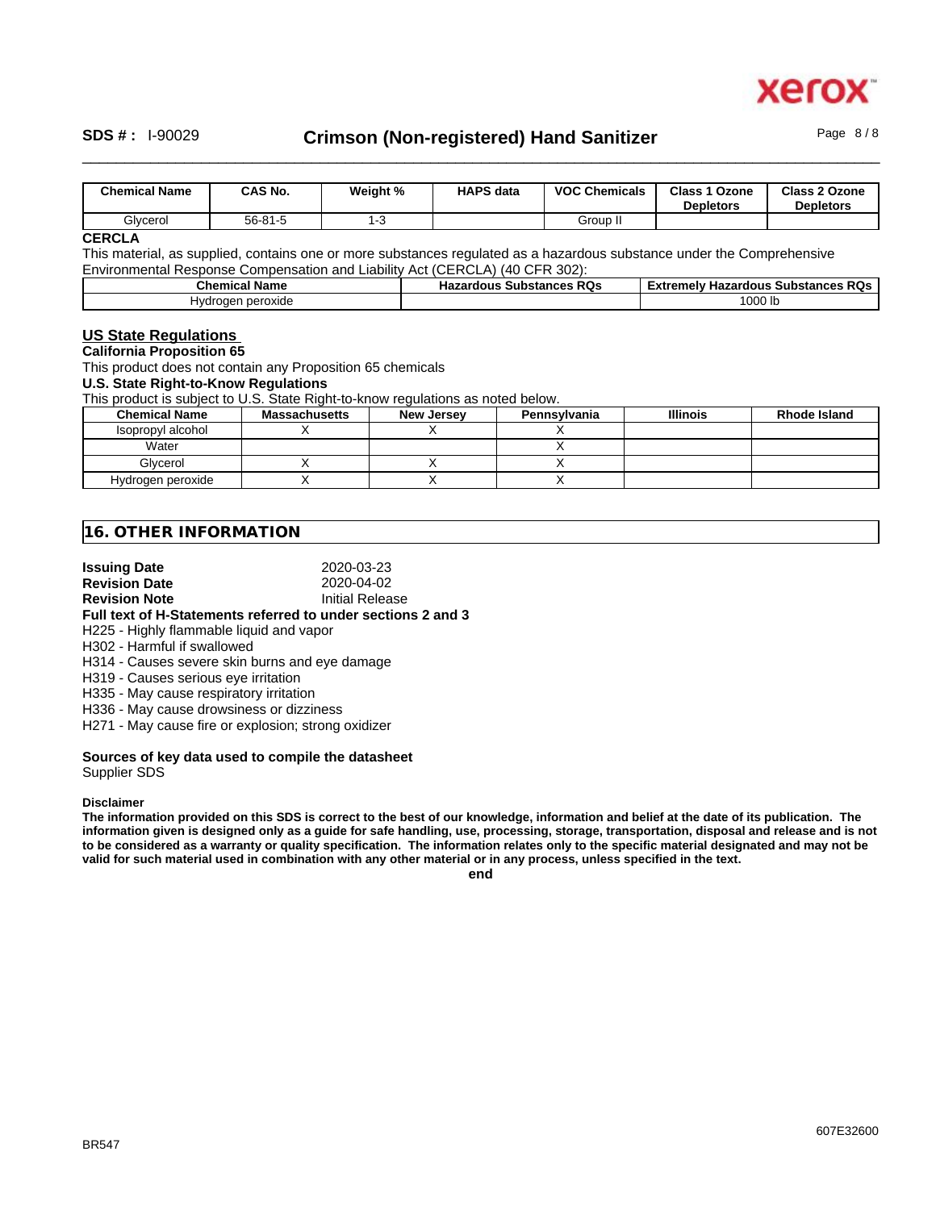| Chemical Name | CAS No. | Weight % | HAPS data | VOC Chemicals | Class 1 Ozone Depletors | Class 2 Ozone Depletors |
|---|---|---|---|---|---|---|
| Glycerol | 56-81-5 | 1-3 | | Group II | | |

**CERCLA**

This material, as supplied, contains one or more substances regulated as a hazardous substance under the Comprehensive Environmental Response Compensation and Liability Act (CERCLA) (40 CFR 302):

| Chemical Name | Hazardous Substances RQs | Extremely Hazardous Substances RQs |
|---|---|---|
| Hydrogen peroxide | | 1000 lb |

## US State Regulations

**California Proposition 65**

This product does not contain any Proposition 65 chemicals

**U.S. State Right-to-Know Regulations**

This product is subject to U.S. State Right-to-know regulations as noted below.

| Chemical Name | Massachusetts | New Jersey | Pennsylvania | Illinois | Rhode Island |
|---|---|---|---|---|---|
| Isopropyl alcohol | X | X | X | | |
| Water | | | X | | |
| Glycerol | X | X | X | | |
| Hydrogen peroxide | X | X | X | | |

## 16. OTHER INFORMATION

**Issuing Date** 2020-03-23
**Revision Date** 2020-04-02
**Revision Note** Initial Release

**Full text of H-Statements referred to under sections 2 and 3**

H225 - Highly flammable liquid and vapor
H302 - Harmful if swallowed
H314 - Causes severe skin burns and eye damage
H319 - Causes serious eye irritation
H335 - May cause respiratory irritation
H336 - May cause drowsiness or dizziness
H271 - May cause fire or explosion; strong oxidizer

**Sources of key data used to compile the datasheet**

Supplier SDS

**Disclaimer**

**The information provided on this SDS is correct to the best of our knowledge, information and belief at the date of its publication. The information given is designed only as a guide for safe handling, use, processing, storage, transportation, disposal and release and is not to be considered as a warranty or quality specification. The information relates only to the specific material designated and may not be valid for such material used in combination with any other material or in any process, unless specified in the text.**

**end**